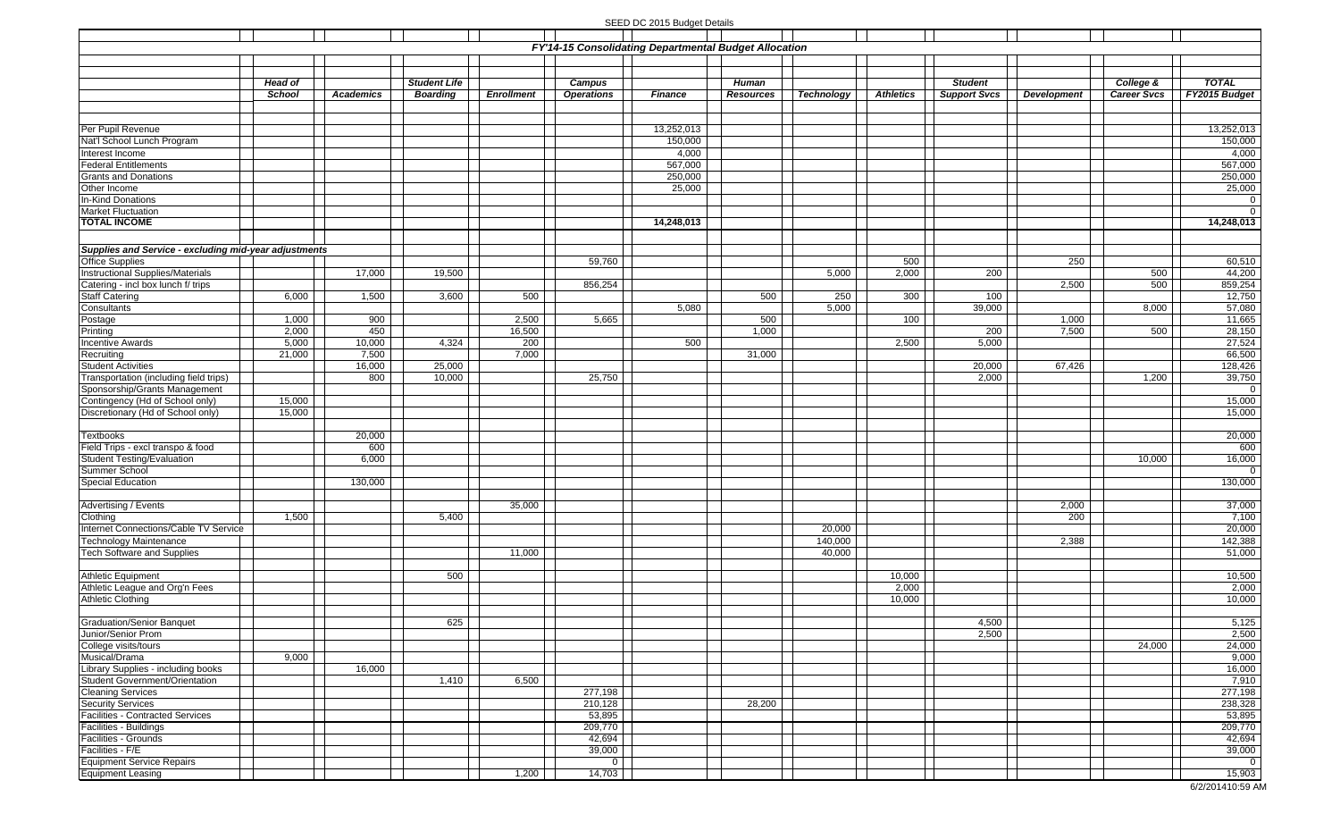# FY'14-15 Consolidating Departmental Budget Allocation

| | Head of School | Academics | Student Life Boarding | Enrollment | Campus Operations | Finance | Human Resources | Technology | Athletics | Student Support Svcs | Development | College & Career Svcs | TOTAL FY2015 Budget |
|---|---|---|---|---|---|---|---|---|---|---|---|---|---|
| Per Pupil Revenue | | | | | | 13,252,013 | | | | | | | 13,252,013 |
| Nat'l School Lunch Program | | | | | | 150,000 | | | | | | | 150,000 |
| Interest Income | | | | | | 4,000 | | | | | | | 4,000 |
| Federal Entitlements | | | | | | 567,000 | | | | | | | 567,000 |
| Grants and Donations | | | | | | 250,000 | | | | | | | 250,000 |
| Other Income | | | | | | 25,000 | | | | | | | 25,000 |
| In-Kind Donations | | | | | | | | | | | | | 0 |
| Market Fluctuation | | | | | | | | | | | | | 0 |
| **TOTAL INCOME** | | | | | | **14,248,013** | | | | | | | **14,248,013** |
| ***Supplies and Service - excluding mid-year adjustments*** | | | | | | | | | | | | | |
| Office Supplies | | | | | 59,760 | | | | 500 | | 250 | | 60,510 |
| Instructional Supplies/Materials | | 17,000 | 19,500 | | | | | 5,000 | 2,000 | 200 | | 500 | 44,200 |
| Catering - incl box lunch f/ trips | | | | | 856,254 | | | | | | 2,500 | 500 | 859,254 |
| Staff Catering | 6,000 | 1,500 | 3,600 | 500 | | | 500 | 250 | 300 | 100 | | | 12,750 |
| Consultants | | | | | | 5,080 | | 5,000 | | 39,000 | | 8,000 | 57,080 |
| Postage | 1,000 | 900 | | 2,500 | 5,665 | | 500 | | 100 | | 1,000 | | 11,665 |
| Printing | 2,000 | 450 | | 16,500 | | | 1,000 | | | 200 | 7,500 | 500 | 28,150 |
| Incentive Awards | 5,000 | 10,000 | 4,324 | 200 | | 500 | | | 2,500 | 5,000 | | | 27,524 |
| Recruiting | 21,000 | 7,500 | | 7,000 | | | 31,000 | | | | | | 66,500 |
| Student Activities | | 16,000 | 25,000 | | | | | | | 20,000 | 67,426 | | 128,426 |
| Transportation (including field trips) | | 800 | 10,000 | | 25,750 | | | | | 2,000 | | 1,200 | 39,750 |
| Sponsorship/Grants Management | | | | | | | | | | | | | 0 |
| Contingency (Hd of School only) | 15,000 | | | | | | | | | | | | 15,000 |
| Discretionary (Hd of School only) | 15,000 | | | | | | | | | | | | 15,000 |
| Textbooks | | 20,000 | | | | | | | | | | | 20,000 |
| Field Trips - excl transpo & food | | 600 | | | | | | | | | | | 600 |
| Student Testing/Evaluation | | 6,000 | | | | | | | | | | 10,000 | 16,000 |
| Summer School | | | | | | | | | | | | | 0 |
| Special Education | | 130,000 | | | | | | | | | | | 130,000 |
| Advertising / Events | | | | 35,000 | | | | | | | 2,000 | | 37,000 |
| Clothing | 1,500 | | 5,400 | | | | | | | | 200 | | 7,100 |
| Internet Connections/Cable TV Service | | | | | | | | 20,000 | | | | | 20,000 |
| Technology Maintenance | | | | | | | | 140,000 | | | 2,388 | | 142,388 |
| Tech Software and Supplies | | | | 11,000 | | | | 40,000 | | | | | 51,000 |
| Athletic Equipment | | | 500 | | | | | | 10,000 | | | | 10,500 |
| Athletic League and Org'n Fees | | | | | | | | | 2,000 | | | | 2,000 |
| Athletic Clothing | | | | | | | | | 10,000 | | | | 10,000 |
| Graduation/Senior Banquet | | | 625 | | | | | | | 4,500 | | | 5,125 |
| Junior/Senior Prom | | | | | | | | | | 2,500 | | | 2,500 |
| College visits/tours | | | | | | | | | | | | 24,000 | 24,000 |
| Musical/Drama | 9,000 | | | | | | | | | | | | 9,000 |
| Library Supplies - including books | | 16,000 | | | | | | | | | | | 16,000 |
| Student Government/Orientation | | | 1,410 | 6,500 | | | | | | | | | 7,910 |
| Cleaning Services | | | | | 277,198 | | | | | | | | 277,198 |
| Security Services | | | | | 210,128 | | 28,200 | | | | | | 238,328 |
| Facilities - Contracted Services | | | | | 53,895 | | | | | | | | 53,895 |
| Facilities - Buildings | | | | | 209,770 | | | | | | | | 209,770 |
| Facilities - Grounds | | | | | 42,694 | | | | | | | | 42,694 |
| Facilities - F/E | | | | | 39,000 | | | | | | | | 39,000 |
| Equipment Service Repairs | | | | | 0 | | | | | | | | 0 |
| Equipment Leasing | | | | 1,200 | 14,703 | | | | | | | | 15,903 |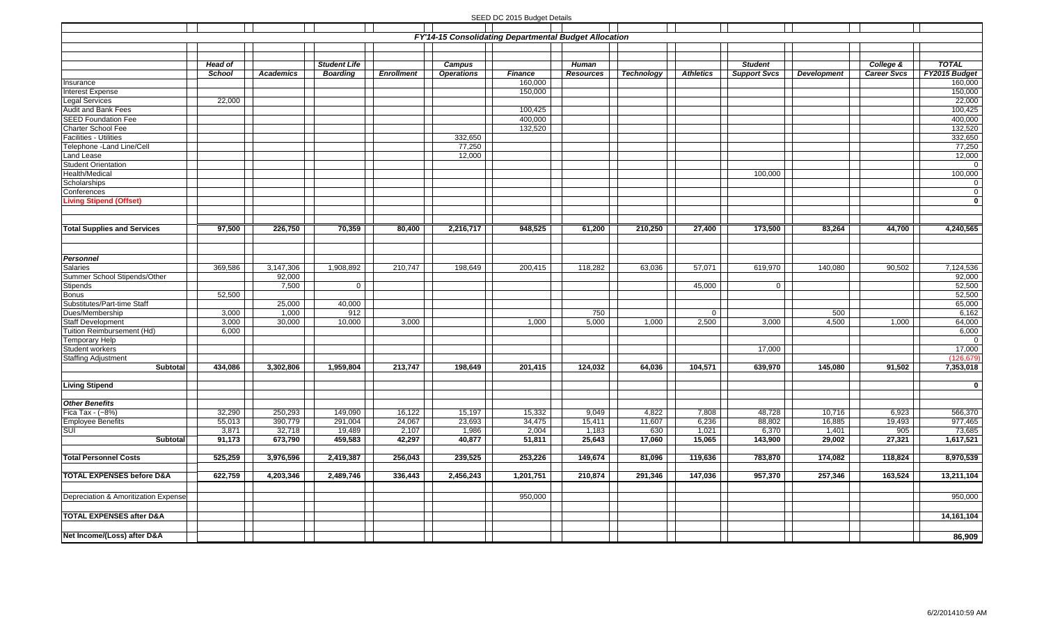SEED DC 2015 Budget Details

## FY'14-15 Consolidating Departmental Budget Allocation

| | Head of School | Academics | Student Life Boarding | Enrollment | Campus Operations | Finance | Human Resources | Technology | Athletics | Student Support Svcs | Development | College & Career Svcs | TOTAL FY2015 Budget |
|---|---|---|---|---|---|---|---|---|---|---|---|---|---|
| Insurance | | | | | | 160,000 | | | | | | | 160,000 |
| Interest Expense | | | | | | 150,000 | | | | | | | 150,000 |
| Legal Services | 22,000 | | | | | | | | | | | | 22,000 |
| Audit and Bank Fees | | | | | | 100,425 | | | | | | | 100,425 |
| SEED Foundation Fee | | | | | | 400,000 | | | | | | | 400,000 |
| Charter School Fee | | | | | | 132,520 | | | | | | | 132,520 |
| Facilities - Utilities | | | | | 332,650 | | | | | | | | 332,650 |
| Telephone -Land Line/Cell | | | | | 77,250 | | | | | | | | 77,250 |
| Land Lease | | | | | 12,000 | | | | | | | | 12,000 |
| Student Orientation | | | | | | | | | | | | | 0 |
| Health/Medical | | | | | | | | | | 100,000 | | | 100,000 |
| Scholarships | | | | | | | | | | | | | 0 |
| Conferences | | | | | | | | | | | | | 0 |
| **Living Stipend (Offset)** | | | | | | | | | | | | | **0** |
| | | | | | | | | | | | | | |
| **Total Supplies and Services** | **97,500** | **226,750** | **70,359** | **80,400** | **2,216,717** | **948,525** | **61,200** | **210,250** | **27,400** | **173,500** | **83,264** | **44,700** | **4,240,565** |
| | | | | | | | | | | | | | |
| ***Personnel*** | | | | | | | | | | | | | |
| Salaries | 369,586 | 3,147,306 | 1,908,892 | 210,747 | 198,649 | 200,415 | 118,282 | 63,036 | 57,071 | 619,970 | 140,080 | 90,502 | 7,124,536 |
| Summer School Stipends/Other | | 92,000 | | | | | | | | | | | 92,000 |
| Stipends | | 7,500 | 0 | | | | | | 45,000 | 0 | | | 52,500 |
| Bonus | 52,500 | | | | | | | | | | | | 52,500 |
| Substitutes/Part-time Staff | | 25,000 | 40,000 | | | | | | | | | | 65,000 |
| Dues/Membership | 3,000 | 1,000 | 912 | | | | 750 | | 0 | | 500 | | 6,162 |
| Staff Development | 3,000 | 30,000 | 10,000 | 3,000 | | 1,000 | 5,000 | 1,000 | 2,500 | 3,000 | 4,500 | 1,000 | 64,000 |
| Tuition Reimbursement (Hd) | 6,000 | | | | | | | | | | | | 6,000 |
| Temporary Help | | | | | | | | | | | | | 0 |
| Student workers | | | | | | | | | | 17,000 | | | 17,000 |
| Staffing Adjustment | | | | | | | | | | | | | (126,679) |
| **Subtotal** | **434,086** | **3,302,806** | **1,959,804** | **213,747** | **198,649** | **201,415** | **124,032** | **64,036** | **104,571** | **639,970** | **145,080** | **91,502** | **7,353,018** |
| | | | | | | | | | | | | | |
| **Living Stipend** | | | | | | | | | | | | | **0** |
| | | | | | | | | | | | | | |
| ***Other Benefits*** | | | | | | | | | | | | | |
| Fica Tax - (~8%) | 32,290 | 250,293 | 149,090 | 16,122 | 15,197 | 15,332 | 9,049 | 4,822 | 7,808 | 48,728 | 10,716 | 6,923 | 566,370 |
| Employee Benefits | 55,013 | 390,779 | 291,004 | 24,067 | 23,693 | 34,475 | 15,411 | 11,607 | 6,236 | 88,802 | 16,885 | 19,493 | 977,465 |
| SUI | 3,871 | 32,718 | 19,489 | 2,107 | 1,986 | 2,004 | 1,183 | 630 | 1,021 | 6,370 | 1,401 | 905 | 73,685 |
| **Subtotal** | **91,173** | **673,790** | **459,583** | **42,297** | **40,877** | **51,811** | **25,643** | **17,060** | **15,065** | **143,900** | **29,002** | **27,321** | **1,617,521** |
| | | | | | | | | | | | | | |
| **Total Personnel Costs** | **525,259** | **3,976,596** | **2,419,387** | **256,043** | **239,525** | **253,226** | **149,674** | **81,096** | **119,636** | **783,870** | **174,082** | **118,824** | **8,970,539** |
| | | | | | | | | | | | | | |
| **TOTAL EXPENSES before D&A** | **622,759** | **4,203,346** | **2,489,746** | **336,443** | **2,456,243** | **1,201,751** | **210,874** | **291,346** | **147,036** | **957,370** | **257,346** | **163,524** | **13,211,104** |
| | | | | | | | | | | | | | |
| Depreciation & Amoritization Expense | | | | | | 950,000 | | | | | | | 950,000 |
| | | | | | | | | | | | | | |
| **TOTAL EXPENSES after D&A** | | | | | | | | | | | | | **14,161,104** |
| | | | | | | | | | | | | | |
| **Net Income/(Loss) after D&A** | | | | | | | | | | | | | **86,909** |

6/2/2014 10:59 AM